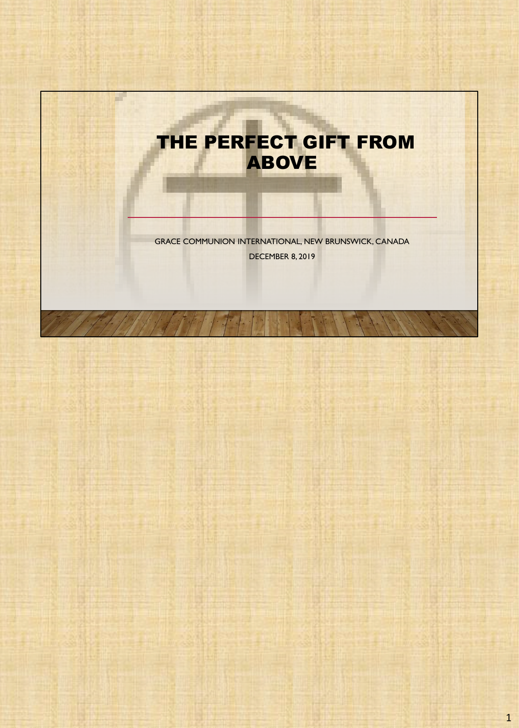# THE PERFECT GIFT FROM ABOVE

GRACE COMMUNION INTERNATIONAL, NEW BRUNSWICK, CANADA

DECEMBER 8, 2019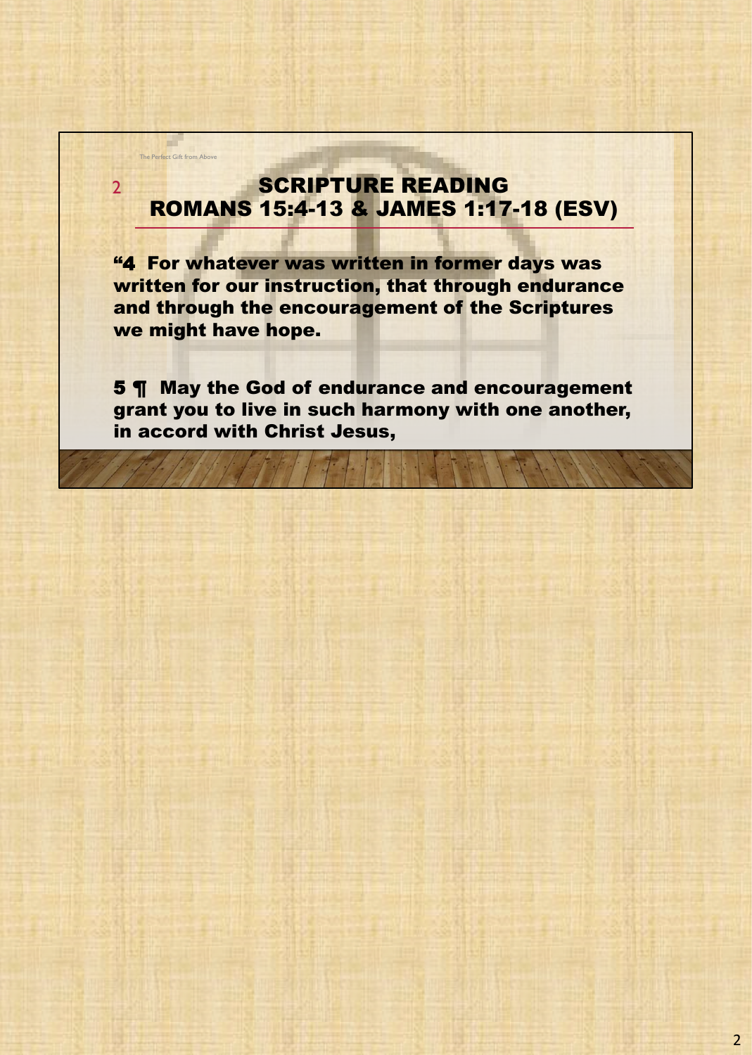## SCRIPTURE READING
## ROMANS 15:4-13 & JAMES 1:17-18 (ESV)

**"4 For whatever was written in former days was written for our instruction, that through endurance and through the encouragement of the Scriptures we might have hope.**

**5 ¶ May the God of endurance and encouragement grant you to live in such harmony with one another, in accord with Christ Jesus,**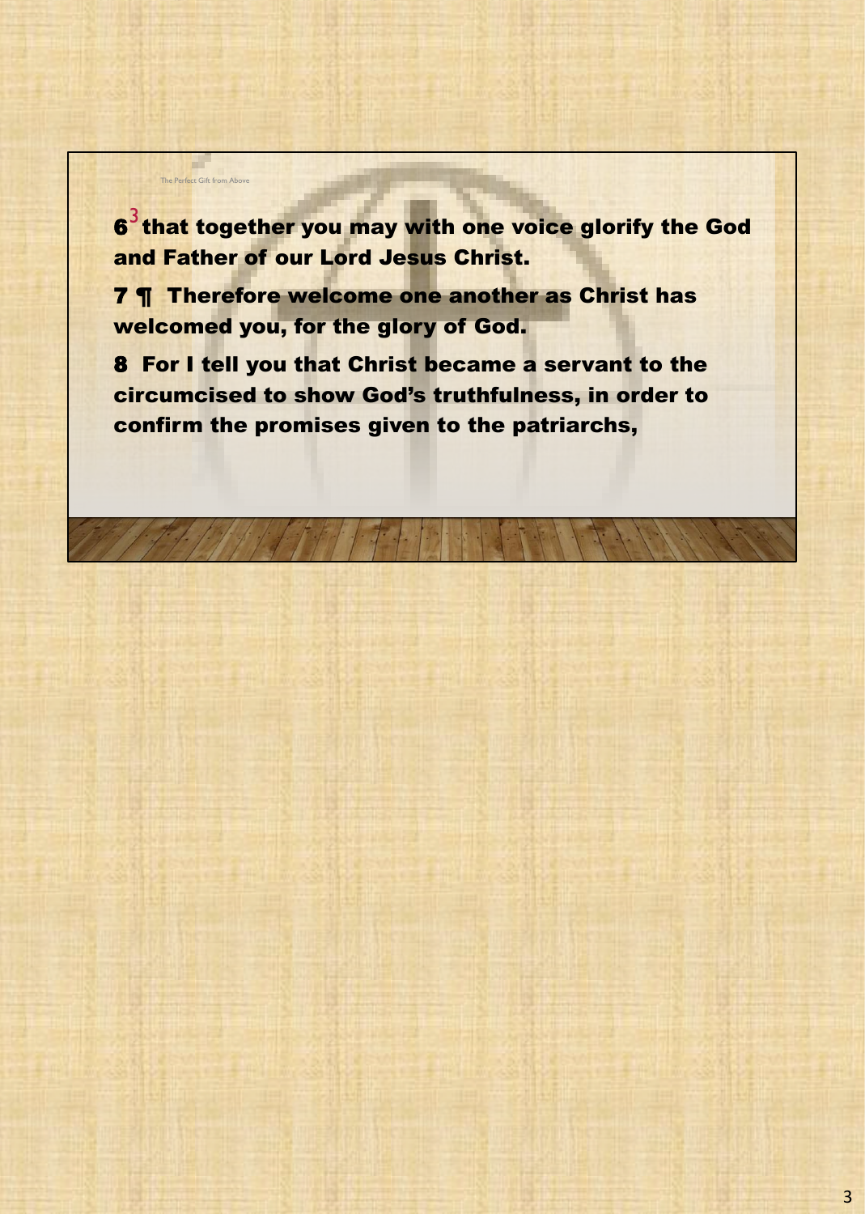**6**[3] **that together you may with one voice glorify the God and Father of our Lord Jesus Christ.**

**7 ¶ Therefore welcome one another as Christ has welcomed you, for the glory of God.**

**8 For I tell you that Christ became a servant to the circumcised to show God's truthfulness, in order to confirm the promises given to the patriarchs,**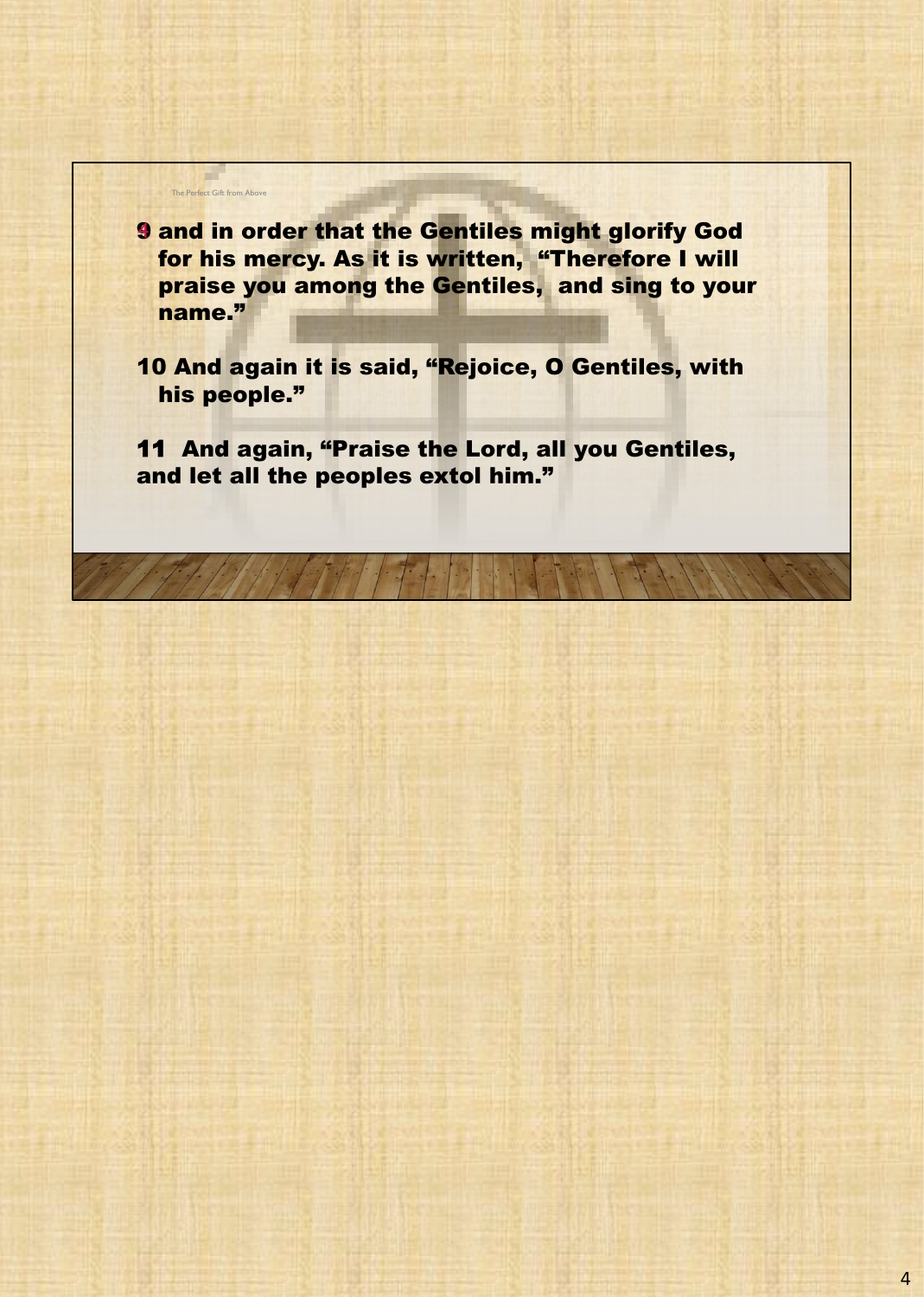9 and in order that the Gentiles might glorify God for his mercy. As it is written, "Therefore I will praise you among the Gentiles, and sing to your name."

10 And again it is said, "Rejoice, O Gentiles, with his people."

11 And again, "Praise the Lord, all you Gentiles, and let all the peoples extol him."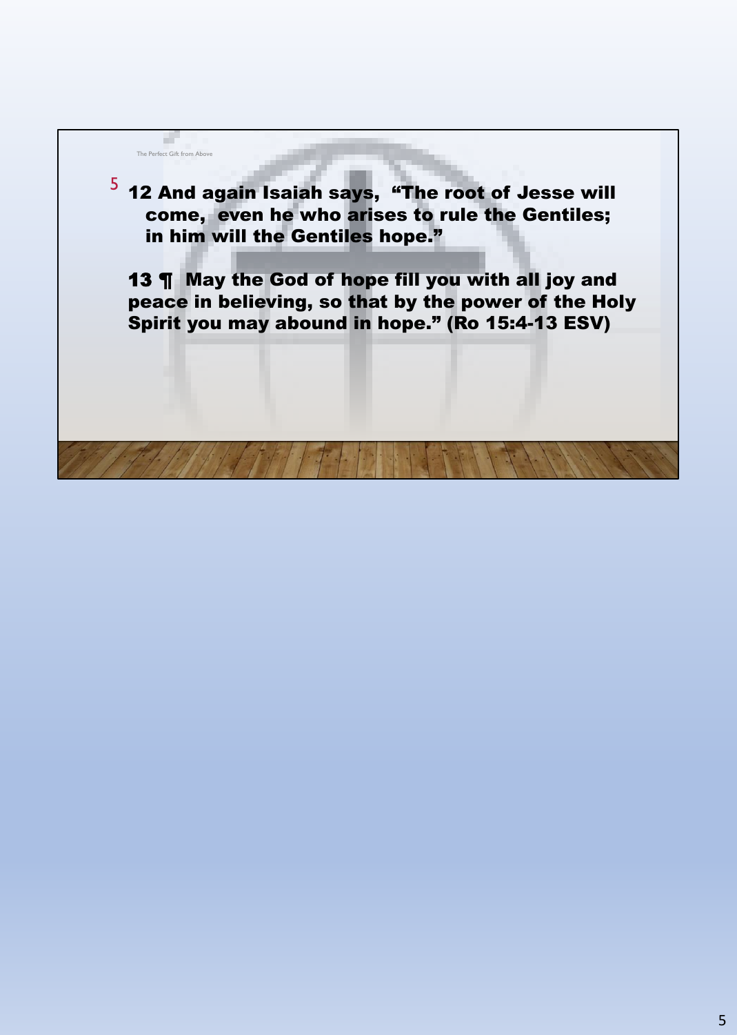12 And again Isaiah says, "The root of Jesse will come, even he who arises to rule the Gentiles; in him will the Gentiles hope."

13 ¶ May the God of hope fill you with all joy and peace in believing, so that by the power of the Holy Spirit you may abound in hope." (Ro 15:4-13 ESV)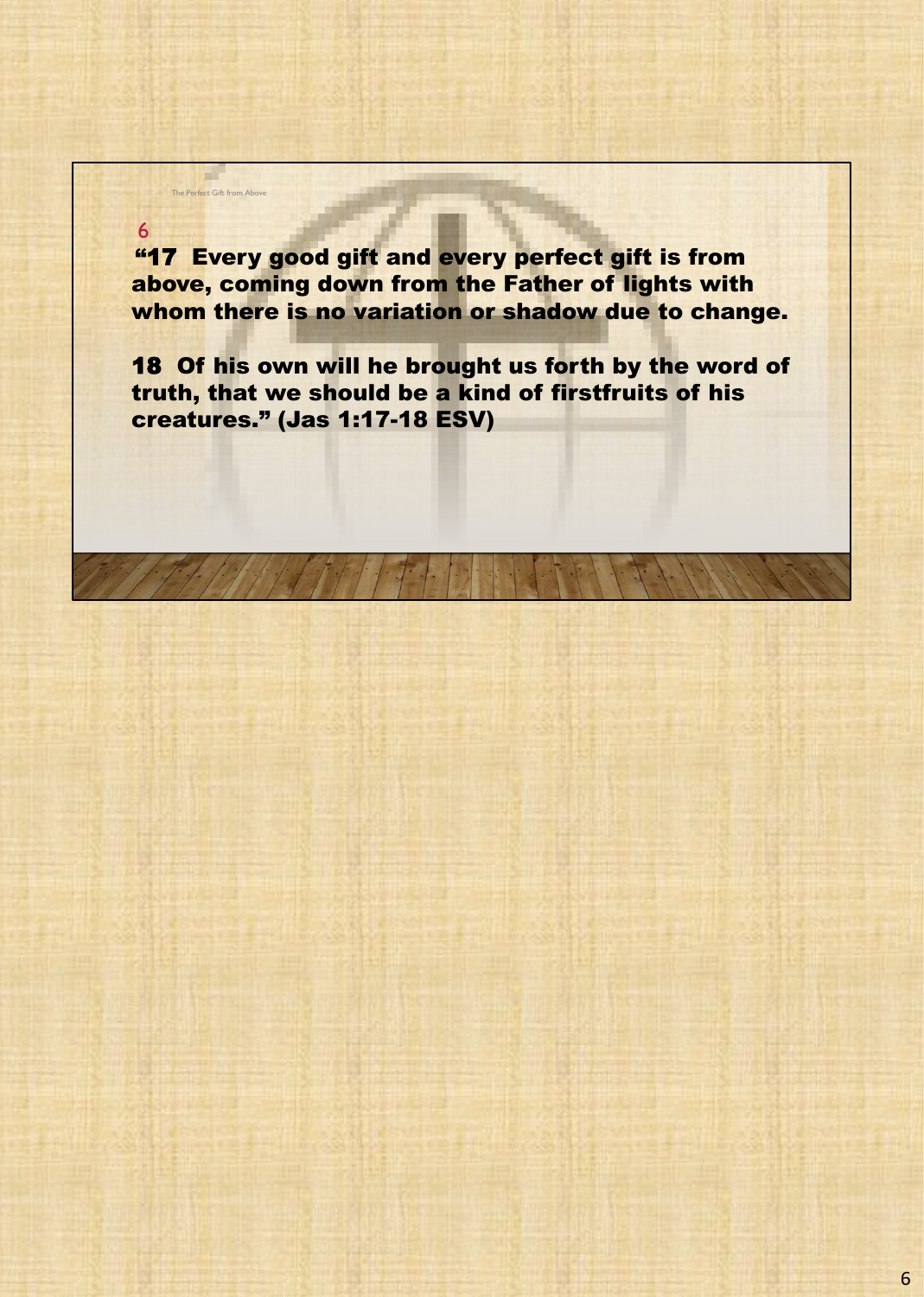"**17** **Every good gift and every perfect gift is from above, coming down from the Father of lights with whom there is no variation or shadow due to change.**

**18** **Of his own will he brought us forth by the word of truth, that we should be a kind of firstfruits of his creatures." (Jas 1:17-18 ESV)**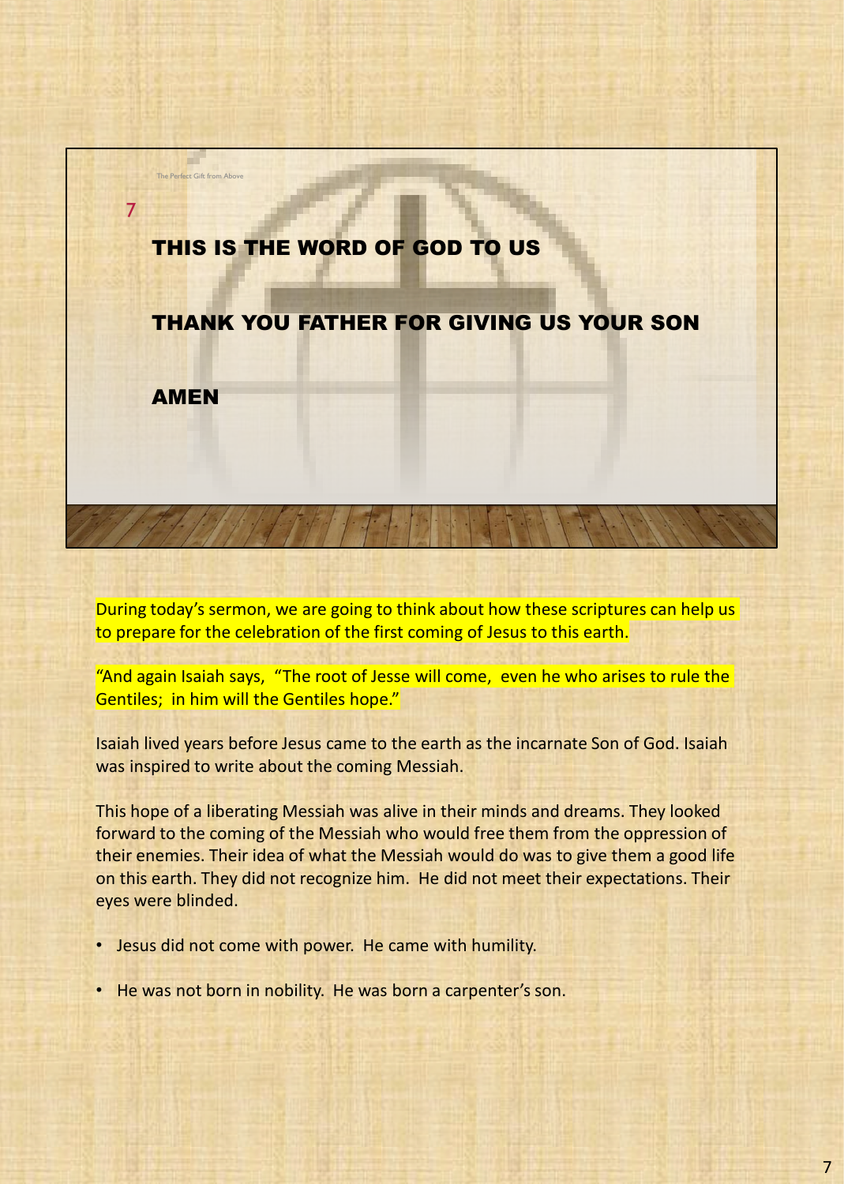THIS IS THE WORD OF GOD TO US

THANK YOU FATHER FOR GIVING US YOUR SON

AMEN

During today's sermon, we are going to think about how these scriptures can help us to prepare for the celebration of the first coming of Jesus to this earth.

"And again Isaiah says, "The root of Jesse will come, even he who arises to rule the Gentiles; in him will the Gentiles hope."

Isaiah lived years before Jesus came to the earth as the incarnate Son of God. Isaiah was inspired to write about the coming Messiah.

This hope of a liberating Messiah was alive in their minds and dreams. They looked forward to the coming of the Messiah who would free them from the oppression of their enemies. Their idea of what the Messiah would do was to give them a good life on this earth. They did not recognize him. He did not meet their expectations. Their eyes were blinded.

- Jesus did not come with power. He came with humility.
- He was not born in nobility. He was born a carpenter's son.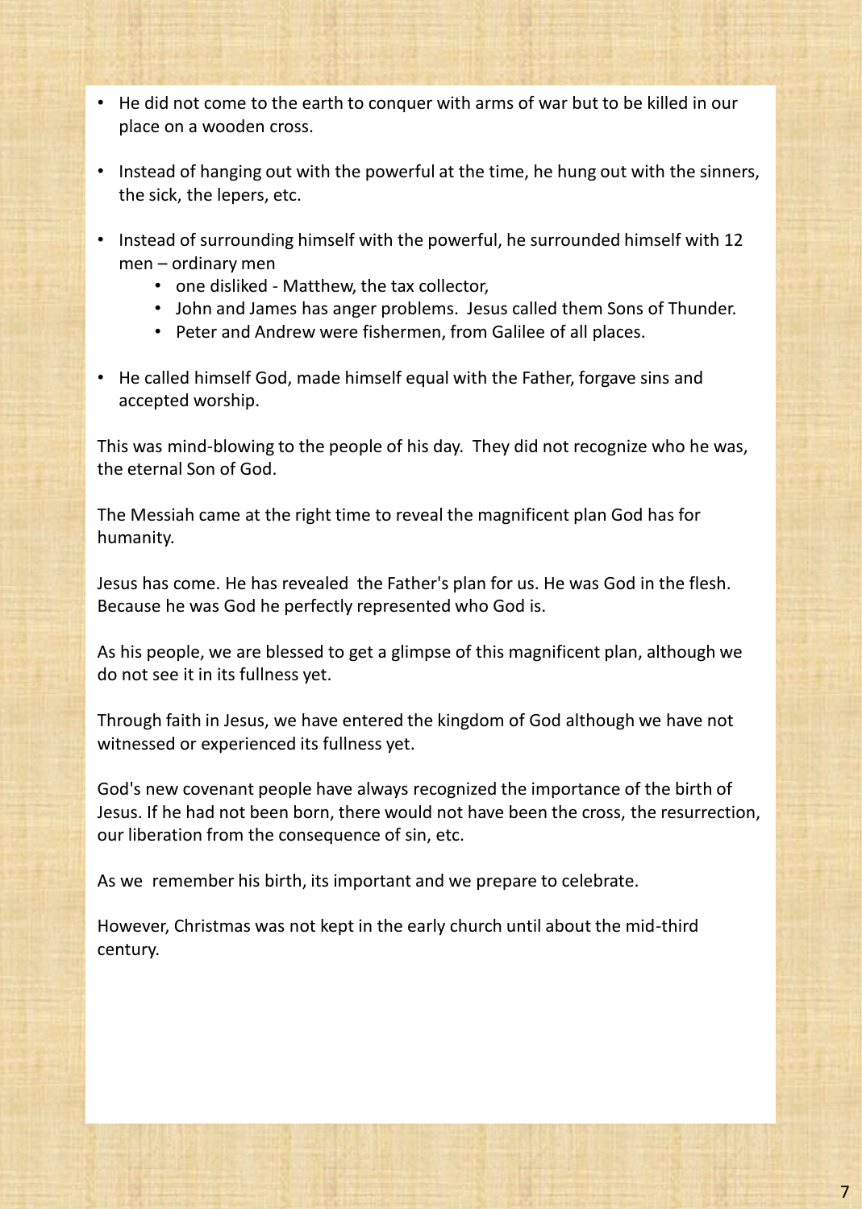- He did not come to the earth to conquer with arms of war but to be killed in our place on a wooden cross.
- Instead of hanging out with the powerful at the time, he hung out with the sinners, the sick, the lepers, etc.
- Instead of surrounding himself with the powerful, he surrounded himself with 12 men – ordinary men
  - one disliked - Matthew, the tax collector,
  - John and James has anger problems. Jesus called them Sons of Thunder.
  - Peter and Andrew were fishermen, from Galilee of all places.
- He called himself God, made himself equal with the Father, forgave sins and accepted worship.

This was mind-blowing to the people of his day. They did not recognize who he was, the eternal Son of God.

The Messiah came at the right time to reveal the magnificent plan God has for humanity.

Jesus has come. He has revealed the Father's plan for us. He was God in the flesh. Because he was God he perfectly represented who God is.

As his people, we are blessed to get a glimpse of this magnificent plan, although we do not see it in its fullness yet.

Through faith in Jesus, we have entered the kingdom of God although we have not witnessed or experienced its fullness yet.

God's new covenant people have always recognized the importance of the birth of Jesus. If he had not been born, there would not have been the cross, the resurrection, our liberation from the consequence of sin, etc.

As we remember his birth, its important and we prepare to celebrate.

However, Christmas was not kept in the early church until about the mid-third century.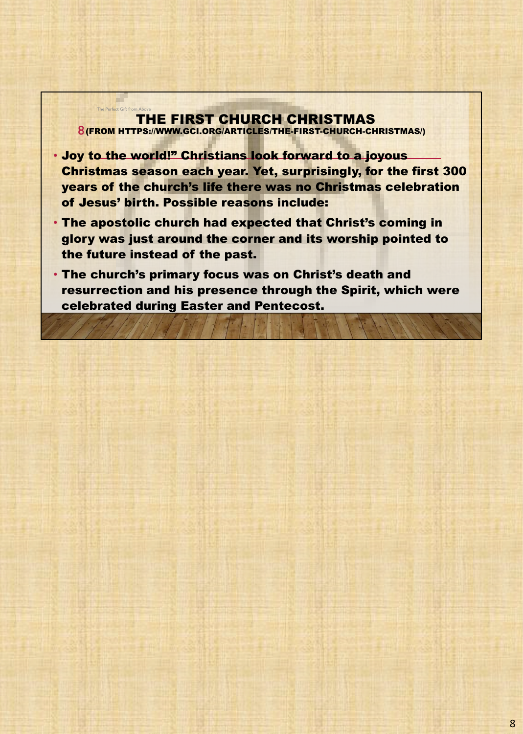The Perfect Gift from Above

## THE FIRST CHURCH CHRISTMAS

8 (FROM HTTPS://WWW.GCI.ORG/ARTICLES/THE-FIRST-CHURCH-CHRISTMAS/)

- **Joy to the world!" Christians look forward to a joyous Christmas season each year. Yet, surprisingly, for the first 300 years of the church's life there was no Christmas celebration of Jesus' birth. Possible reasons include:**
- **The apostolic church had expected that Christ's coming in glory was just around the corner and its worship pointed to the future instead of the past.**
- **The church's primary focus was on Christ's death and resurrection and his presence through the Spirit, which were celebrated during Easter and Pentecost.**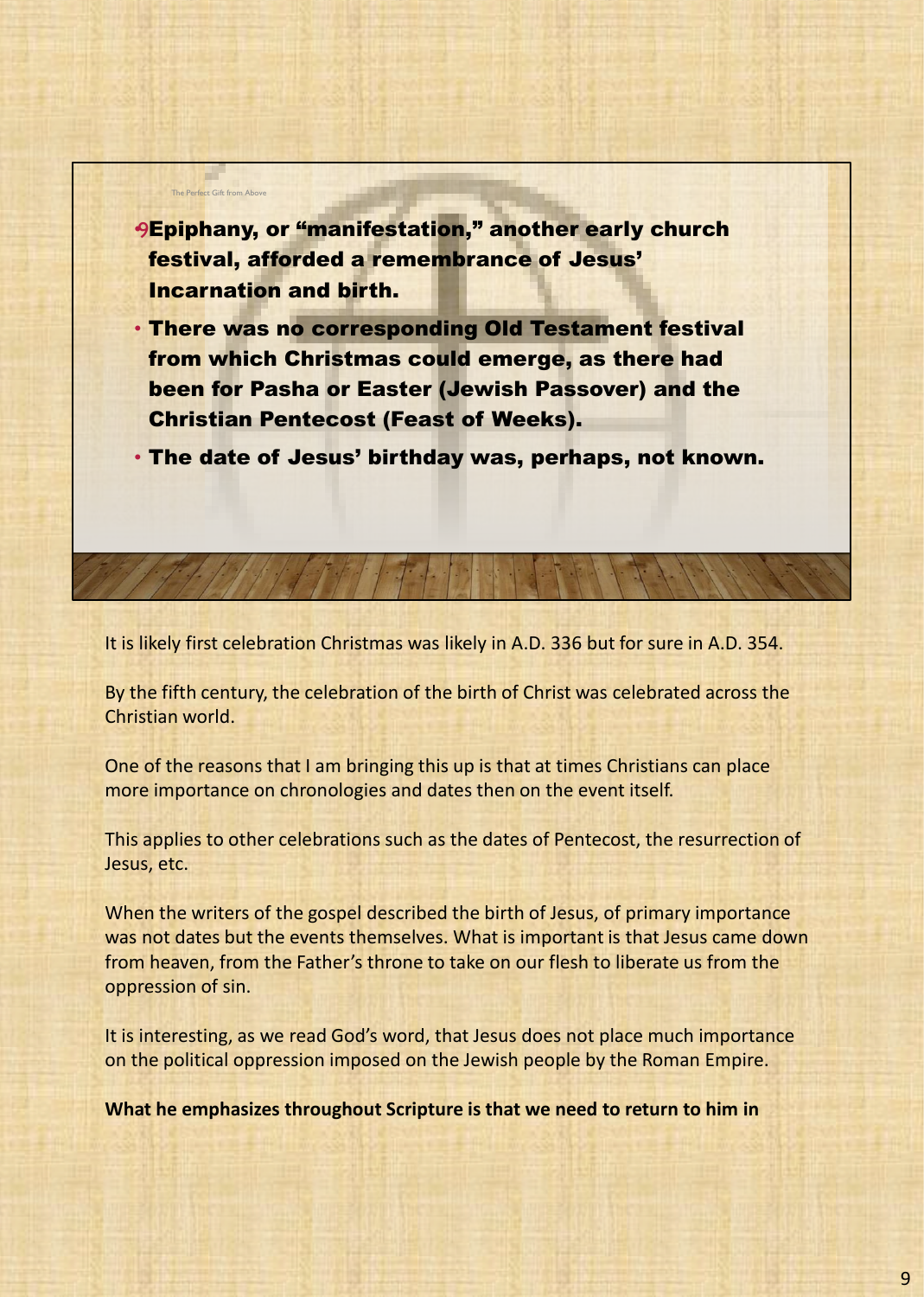- Epiphany, or "manifestation," another early church festival, afforded a remembrance of Jesus' Incarnation and birth.
- There was no corresponding Old Testament festival from which Christmas could emerge, as there had been for Pasha or Easter (Jewish Passover) and the Christian Pentecost (Feast of Weeks).
- The date of Jesus' birthday was, perhaps, not known.

It is likely first celebration Christmas was likely in A.D. 336 but for sure in A.D. 354.

By the fifth century, the celebration of the birth of Christ was celebrated across the Christian world.

One of the reasons that I am bringing this up is that at times Christians can place more importance on chronologies and dates then on the event itself.

This applies to other celebrations such as the dates of Pentecost, the resurrection of Jesus, etc.

When the writers of the gospel described the birth of Jesus, of primary importance was not dates but the events themselves. What is important is that Jesus came down from heaven, from the Father's throne to take on our flesh to liberate us from the oppression of sin.

It is interesting, as we read God's word, that Jesus does not place much importance on the political oppression imposed on the Jewish people by the Roman Empire.

**What he emphasizes throughout Scripture is that we need to return to him in**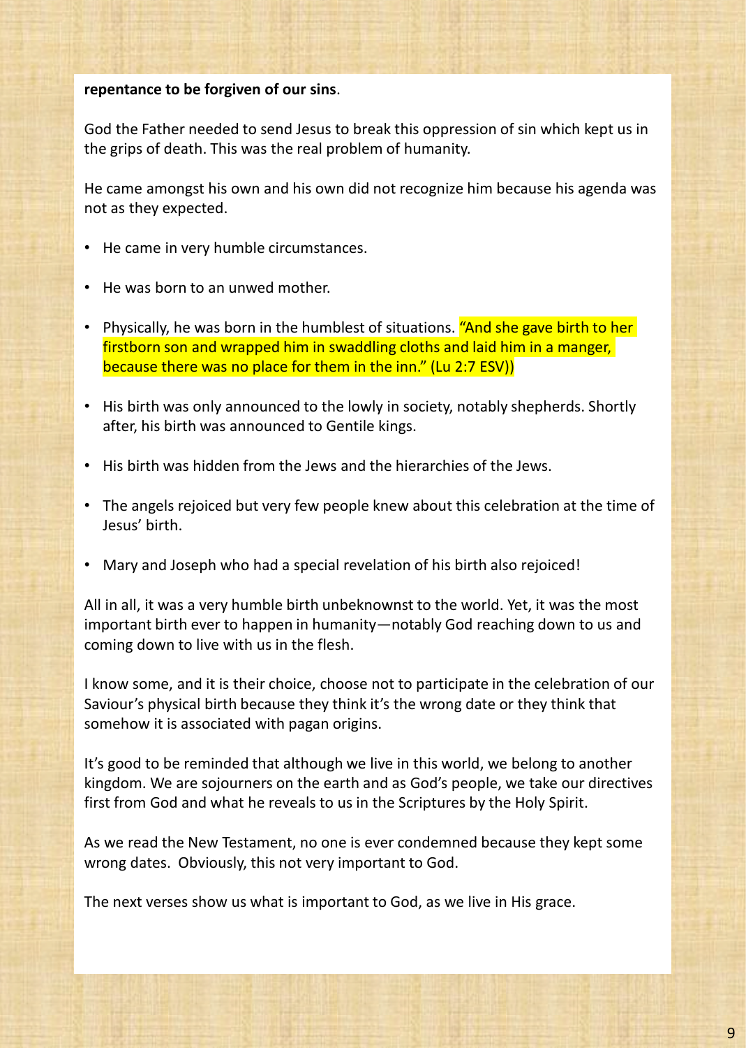**repentance to be forgiven of our sins**.

God the Father needed to send Jesus to break this oppression of sin which kept us in the grips of death. This was the real problem of humanity.

He came amongst his own and his own did not recognize him because his agenda was not as they expected.

- He came in very humble circumstances.
- He was born to an unwed mother.
- Physically, he was born in the humblest of situations. "And she gave birth to her firstborn son and wrapped him in swaddling cloths and laid him in a manger, because there was no place for them in the inn." (Lu 2:7 ESV))
- His birth was only announced to the lowly in society, notably shepherds. Shortly after, his birth was announced to Gentile kings.
- His birth was hidden from the Jews and the hierarchies of the Jews.
- The angels rejoiced but very few people knew about this celebration at the time of Jesus' birth.
- Mary and Joseph who had a special revelation of his birth also rejoiced!

All in all, it was a very humble birth unbeknownst to the world. Yet, it was the most important birth ever to happen in humanity—notably God reaching down to us and coming down to live with us in the flesh.

I know some, and it is their choice, choose not to participate in the celebration of our Saviour's physical birth because they think it's the wrong date or they think that somehow it is associated with pagan origins.

It's good to be reminded that although we live in this world, we belong to another kingdom. We are sojourners on the earth and as God's people, we take our directives first from God and what he reveals to us in the Scriptures by the Holy Spirit.

As we read the New Testament, no one is ever condemned because they kept some wrong dates. Obviously, this not very important to God.

The next verses show us what is important to God, as we live in His grace.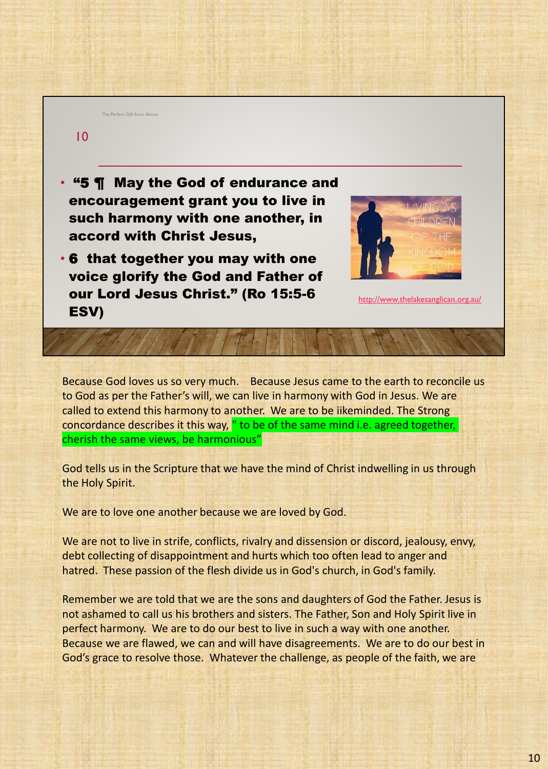The Perfect Gift from Above

10

- **"5 ¶ May the God of endurance and encouragement grant you to live in such harmony with one another, in accord with Christ Jesus,**
- **6 that together you may with one voice glorify the God and Father of our Lord Jesus Christ." (Ro 15:5-6 ESV)**

LIVING AS CHILDREN OF THE KINGDOM OF GOD

http://www.thelakesanglican.org.au/

Because God loves us so very much. Because Jesus came to the earth to reconcile us to God as per the Father's will, we can live in harmony with God in Jesus. We are called to extend this harmony to another. We are to be iikeminded. The Strong concordance describes it this way, " to be of the same mind i.e. agreed together, cherish the same views, be harmonious"

God tells us in the Scripture that we have the mind of Christ indwelling in us through the Holy Spirit.

We are to love one another because we are loved by God.

We are not to live in strife, conflicts, rivalry and dissension or discord, jealousy, envy, debt collecting of disappointment and hurts which too often lead to anger and hatred. These passion of the flesh divide us in God's church, in God's family.

Remember we are told that we are the sons and daughters of God the Father. Jesus is not ashamed to call us his brothers and sisters. The Father, Son and Holy Spirit live in perfect harmony. We are to do our best to live in such a way with one another. Because we are flawed, we can and will have disagreements. We are to do our best in God's grace to resolve those. Whatever the challenge, as people of the faith, we are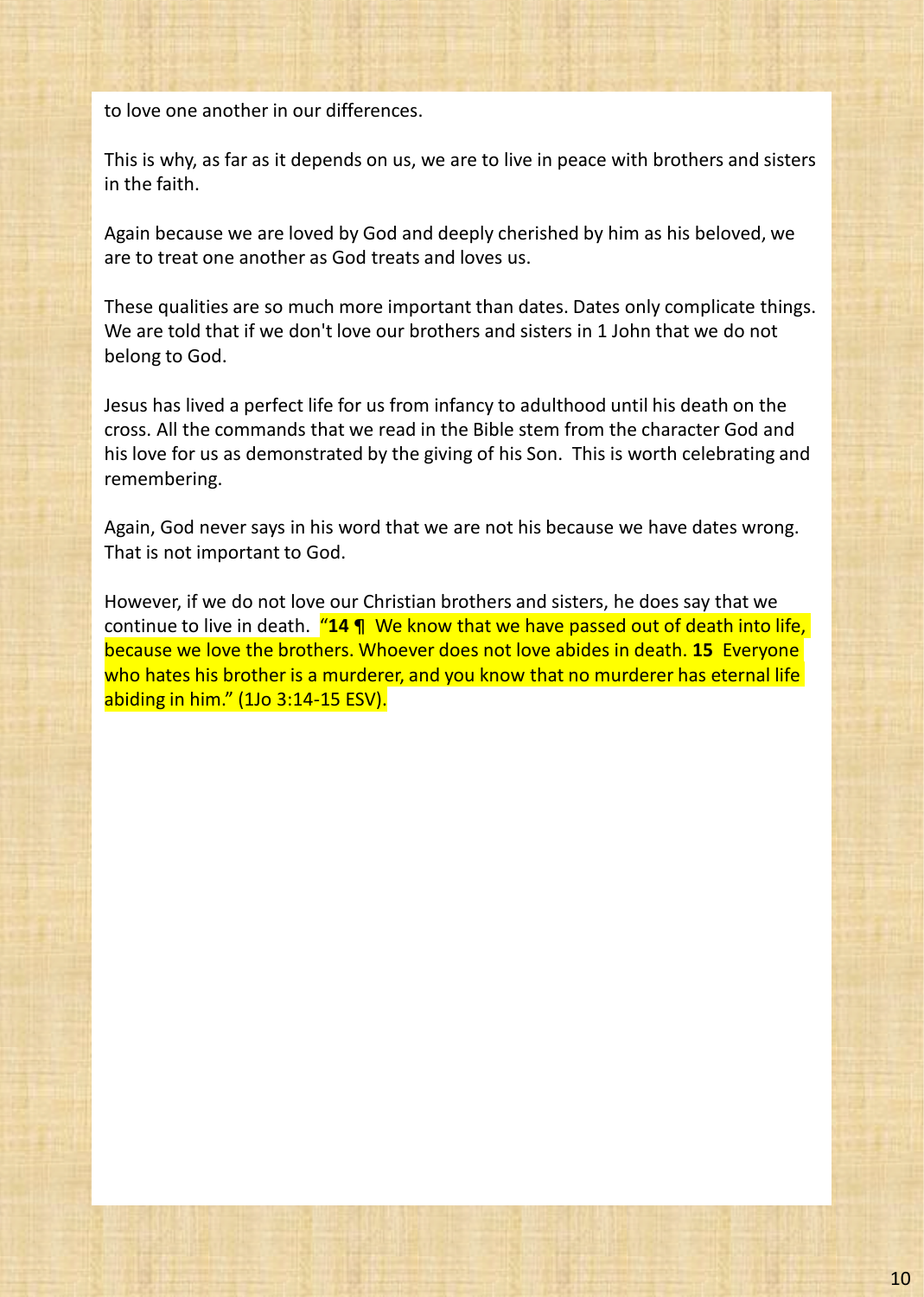to love one another in our differences.

This is why, as far as it depends on us, we are to live in peace with brothers and sisters in the faith.

Again because we are loved by God and deeply cherished by him as his beloved, we are to treat one another as God treats and loves us.

These qualities are so much more important than dates. Dates only complicate things. We are told that if we don't love our brothers and sisters in 1 John that we do not belong to God.

Jesus has lived a perfect life for us from infancy to adulthood until his death on the cross. All the commands that we read in the Bible stem from the character God and his love for us as demonstrated by the giving of his Son. This is worth celebrating and remembering.

Again, God never says in his word that we are not his because we have dates wrong. That is not important to God.

However, if we do not love our Christian brothers and sisters, he does say that we continue to live in death. "**14** ¶ We know that we have passed out of death into life, because we love the brothers. Whoever does not love abides in death. **15** Everyone who hates his brother is a murderer, and you know that no murderer has eternal life abiding in him." (1Jo 3:14-15 ESV).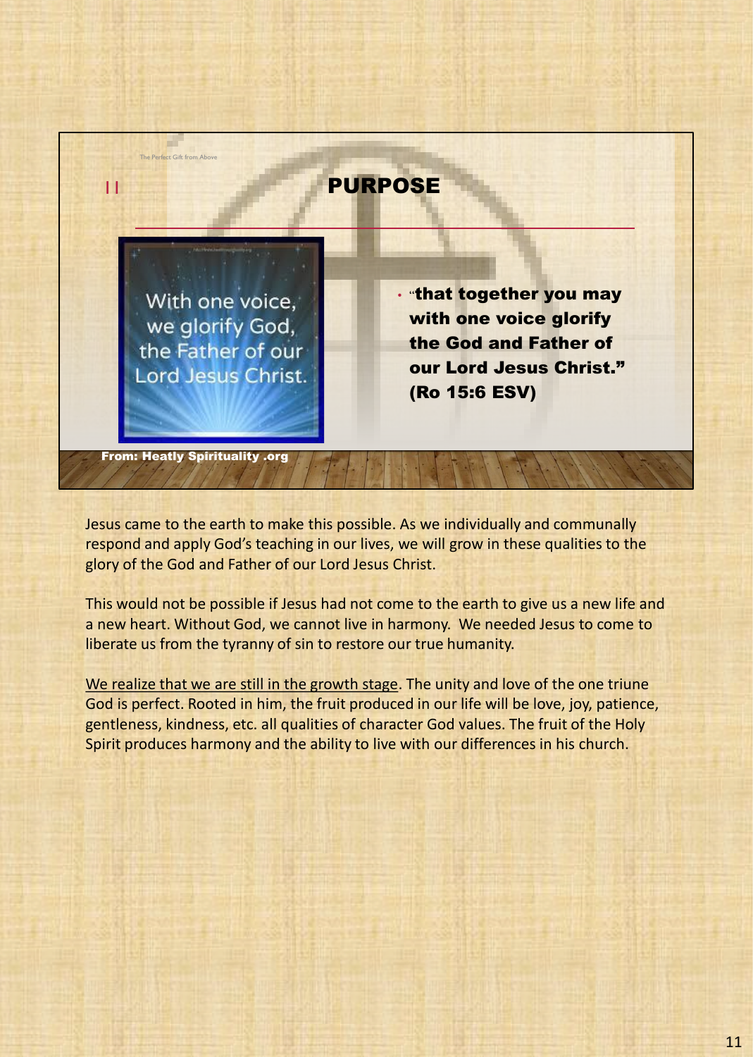The Perfect Gift from Above

II

## PURPOSE

With one voice, we glorify God, the Father of our Lord Jesus Christ.

- **"that together you may with one voice glorify the God and Father of our Lord Jesus Christ." (Ro 15:6 ESV)**

**From: Heatly Spirituality .org**

Jesus came to the earth to make this possible. As we individually and communally respond and apply God's teaching in our lives, we will grow in these qualities to the glory of the God and Father of our Lord Jesus Christ.

This would not be possible if Jesus had not come to the earth to give us a new life and a new heart. Without God, we cannot live in harmony. We needed Jesus to come to liberate us from the tyranny of sin to restore our true humanity.

<u>We realize that we are still in the growth stage</u>. The unity and love of the one triune God is perfect. Rooted in him, the fruit produced in our life will be love, joy, patience, gentleness, kindness, etc. all qualities of character God values. The fruit of the Holy Spirit produces harmony and the ability to live with our differences in his church.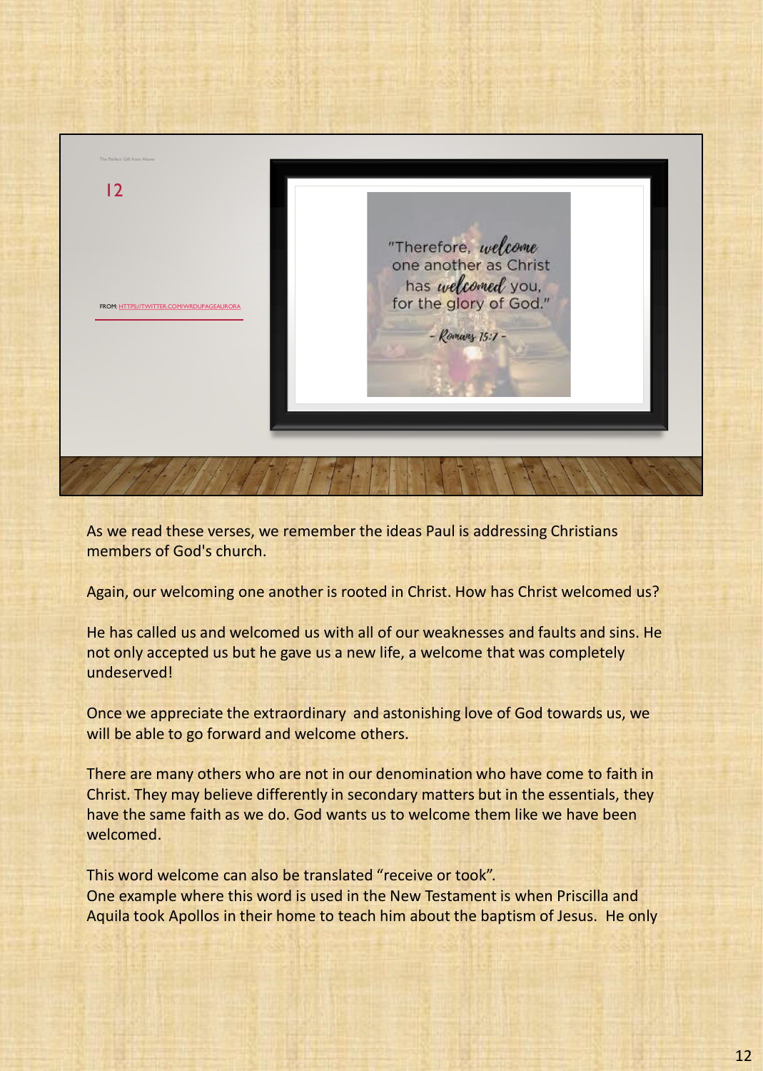The Perfect Gift from Above

12

FROM: HTTPS://TWITTER.COM/WRDUPAGEAURORA

"Therefore, welcome one another as Christ has welcomed you, for the glory of God."

- Romans 15:7 -

As we read these verses, we remember the ideas Paul is addressing Christians members of God's church.

Again, our welcoming one another is rooted in Christ. How has Christ welcomed us?

He has called us and welcomed us with all of our weaknesses and faults and sins. He not only accepted us but he gave us a new life, a welcome that was completely undeserved!

Once we appreciate the extraordinary and astonishing love of God towards us, we will be able to go forward and welcome others.

There are many others who are not in our denomination who have come to faith in Christ. They may believe differently in secondary matters but in the essentials, they have the same faith as we do. God wants us to welcome them like we have been welcomed.

This word welcome can also be translated "receive or took".
One example where this word is used in the New Testament is when Priscilla and Aquila took Apollos in their home to teach him about the baptism of Jesus. He only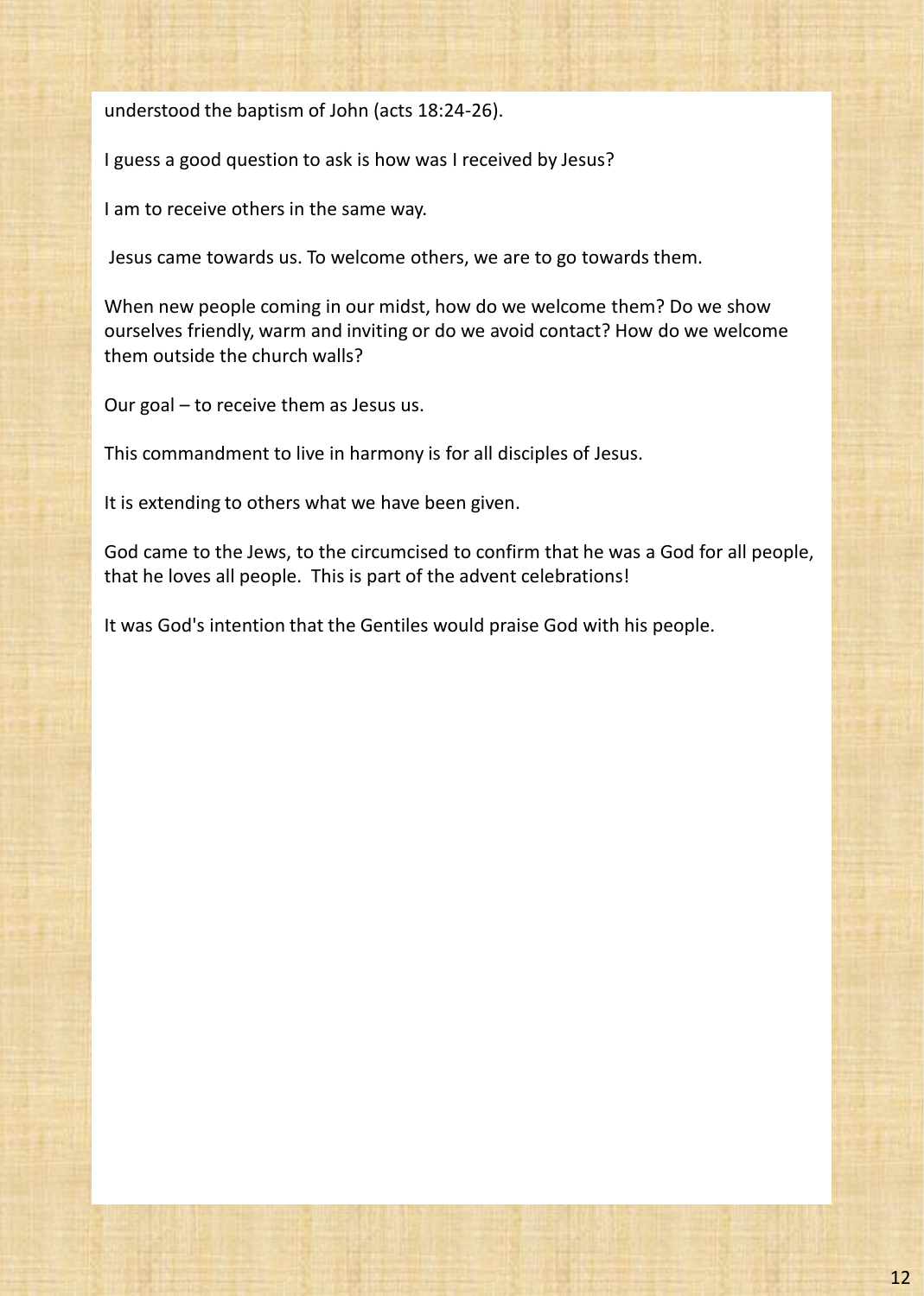understood the baptism of John (acts 18:24-26).

I guess a good question to ask is how was I received by Jesus?

I am to receive others in the same way.

Jesus came towards us. To welcome others, we are to go towards them.

When new people coming in our midst, how do we welcome them? Do we show ourselves friendly, warm and inviting or do we avoid contact? How do we welcome them outside the church walls?

Our goal – to receive them as Jesus us.

This commandment to live in harmony is for all disciples of Jesus.

It is extending to others what we have been given.

God came to the Jews, to the circumcised to confirm that he was a God for all people, that he loves all people. This is part of the advent celebrations!

It was God's intention that the Gentiles would praise God with his people.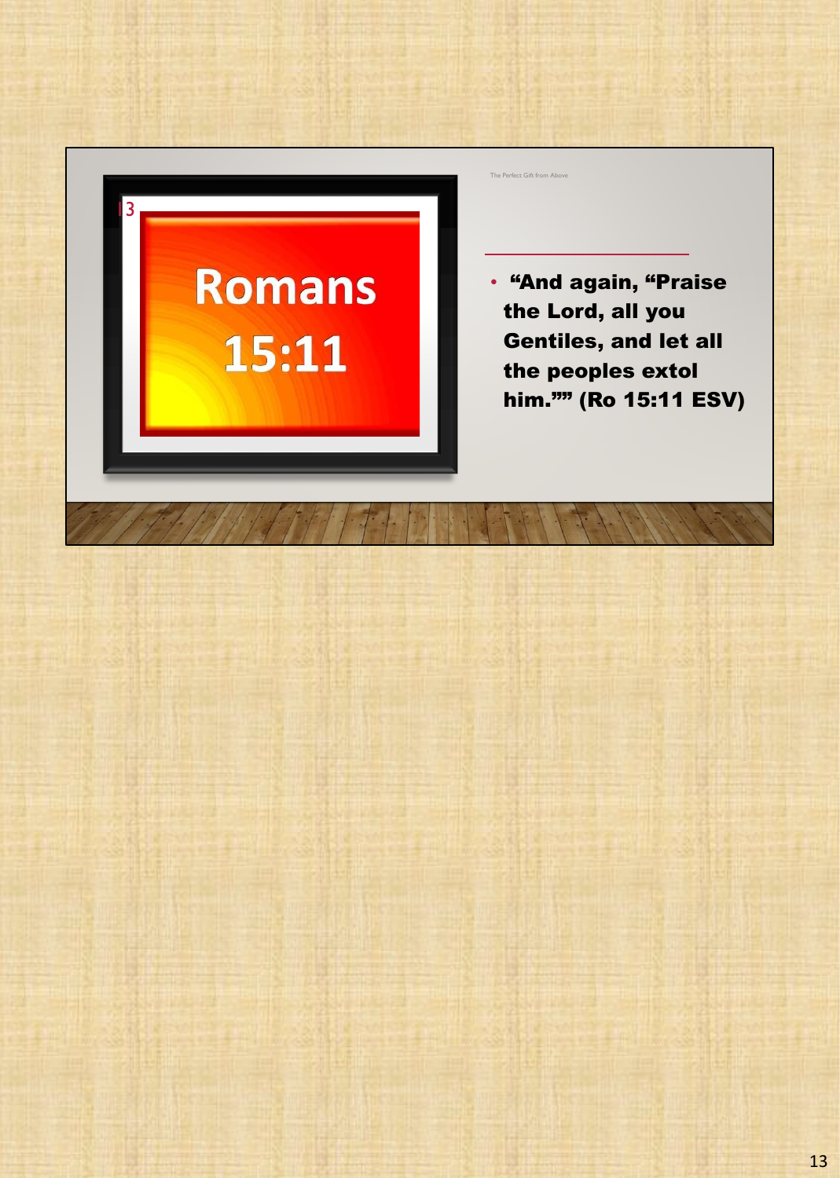# Romans 15:11

- **“And again, “Praise the Lord, all you Gentiles, and let all the peoples extol him.”” (Ro 15:11 ESV)**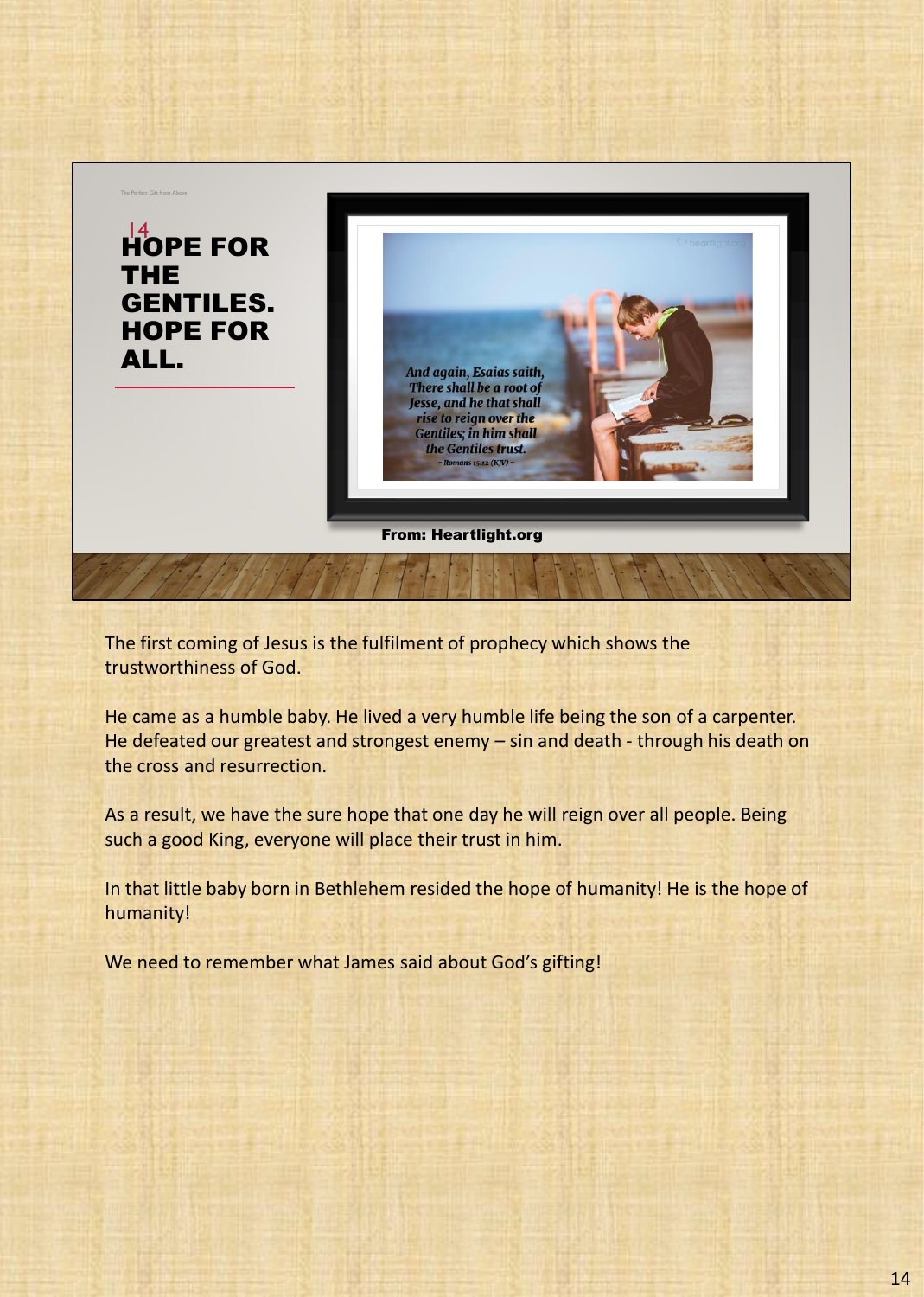The Perfect Gift from Above

14

# HOPE FOR THE GENTILES. HOPE FOR ALL.

*And again, Esaias saith, There shall be a root of Jesse, and he that shall rise to reign over the Gentiles; in him shall the Gentiles trust.*
~ Romans 15:12 (KJV) ~

**From: Heartlight.org**

The first coming of Jesus is the fulfilment of prophecy which shows the trustworthiness of God.

He came as a humble baby. He lived a very humble life being the son of a carpenter. He defeated our greatest and strongest enemy – sin and death - through his death on the cross and resurrection.

As a result, we have the sure hope that one day he will reign over all people. Being such a good King, everyone will place their trust in him.

In that little baby born in Bethlehem resided the hope of humanity! He is the hope of humanity!

We need to remember what James said about God's gifting!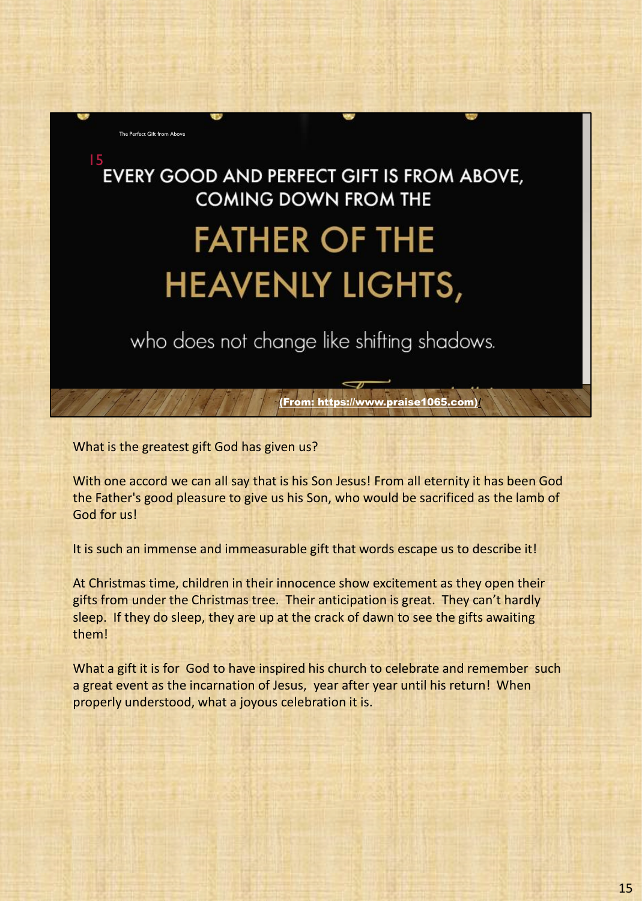The Perfect Gift from Above

15 EVERY GOOD AND PERFECT GIFT IS FROM ABOVE, COMING DOWN FROM THE

FATHER OF THE HEAVENLY LIGHTS,

who does not change like shifting shadows.

(From: https://www.praise1065.com)/

What is the greatest gift God has given us?

With one accord we can all say that is his Son Jesus! From all eternity it has been God the Father's good pleasure to give us his Son, who would be sacrificed as the lamb of God for us!

It is such an immense and immeasurable gift that words escape us to describe it!

At Christmas time, children in their innocence show excitement as they open their gifts from under the Christmas tree. Their anticipation is great. They can't hardly sleep. If they do sleep, they are up at the crack of dawn to see the gifts awaiting them!

What a gift it is for God to have inspired his church to celebrate and remember such a great event as the incarnation of Jesus, year after year until his return! When properly understood, what a joyous celebration it is.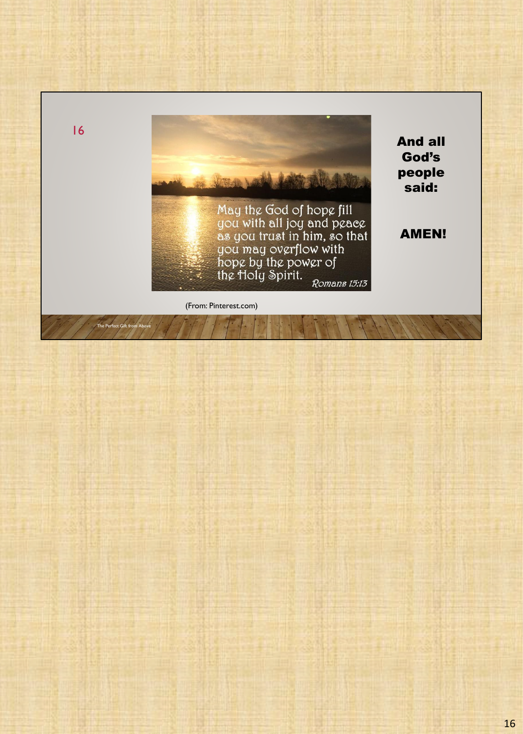16

May the God of hope fill you with all joy and peace as you trust in him, so that you may overflow with hope by the power of the Holy Spirit. *Romans 15:13*

(From: Pinterest.com)

**And all God's people said:**

**AMEN!**